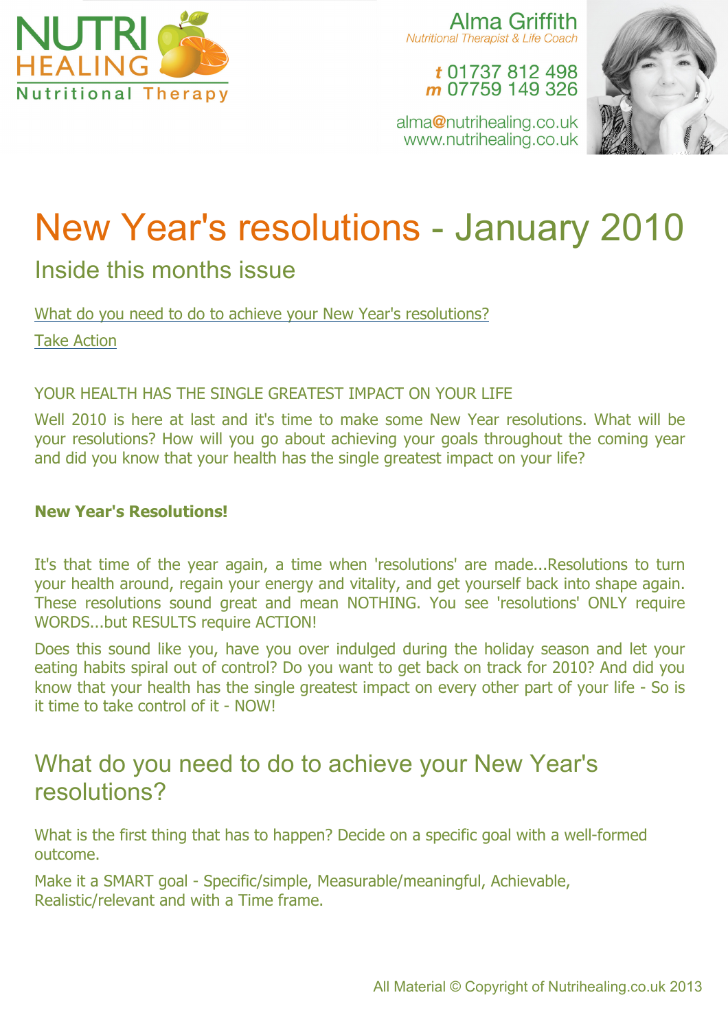NUTRI HEALING
Nutritional Therapy

Alma Griffith
*Nutritional Therapist & Life Coach*

***t*** 01737 812 498
***m*** 07759 149 326

alma@nutrihealing.co.uk
www.nutrihealing.co.uk

# New Year's resolutions - January 2010

## Inside this months issue

What do you need to do to achieve your New Year's resolutions?

Take Action

YOUR HEALTH HAS THE SINGLE GREATEST IMPACT ON YOUR LIFE

Well 2010 is here at last and it's time to make some New Year resolutions. What will be your resolutions? How will you go about achieving your goals throughout the coming year and did you know that your health has the single greatest impact on your life?

**New Year's Resolutions!**

It's that time of the year again, a time when 'resolutions' are made...Resolutions to turn your health around, regain your energy and vitality, and get yourself back into shape again. These resolutions sound great and mean NOTHING. You see 'resolutions' ONLY require WORDS...but RESULTS require ACTION!

Does this sound like you, have you over indulged during the holiday season and let your eating habits spiral out of control? Do you want to get back on track for 2010? And did you know that your health has the single greatest impact on every other part of your life - So is it time to take control of it - NOW!

## What do you need to do to achieve your New Year's resolutions?

What is the first thing that has to happen? Decide on a specific goal with a well-formed outcome.

Make it a SMART goal - Specific/simple, Measurable/meaningful, Achievable, Realistic/relevant and with a Time frame.

All Material © Copyright of Nutrihealing.co.uk 2013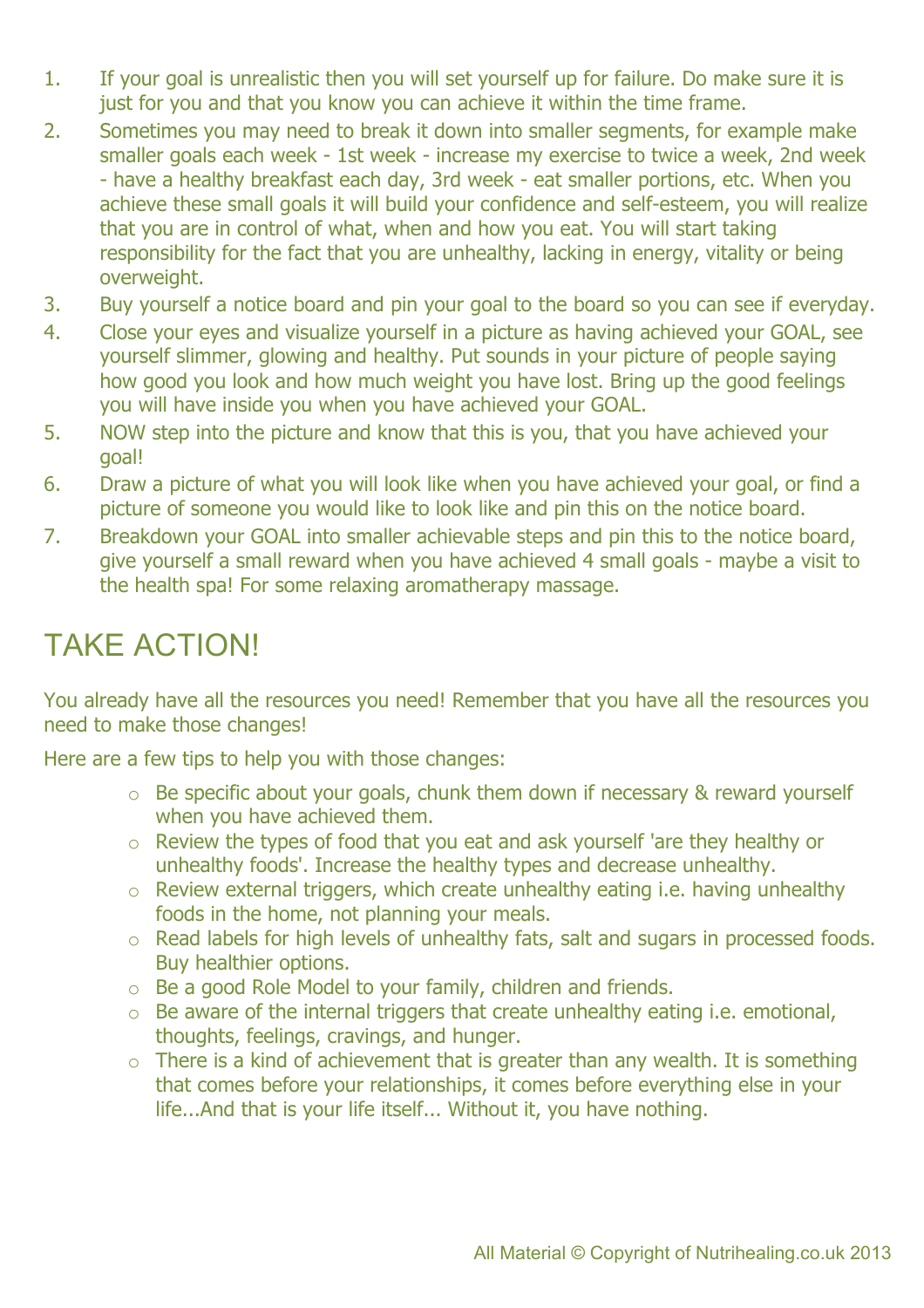1. If your goal is unrealistic then you will set yourself up for failure. Do make sure it is just for you and that you know you can achieve it within the time frame.
2. Sometimes you may need to break it down into smaller segments, for example make smaller goals each week - 1st week - increase my exercise to twice a week, 2nd week - have a healthy breakfast each day, 3rd week - eat smaller portions, etc. When you achieve these small goals it will build your confidence and self-esteem, you will realize that you are in control of what, when and how you eat. You will start taking responsibility for the fact that you are unhealthy, lacking in energy, vitality or being overweight.
3. Buy yourself a notice board and pin your goal to the board so you can see if everyday.
4. Close your eyes and visualize yourself in a picture as having achieved your GOAL, see yourself slimmer, glowing and healthy. Put sounds in your picture of people saying how good you look and how much weight you have lost. Bring up the good feelings you will have inside you when you have achieved your GOAL.
5. NOW step into the picture and know that this is you, that you have achieved your goal!
6. Draw a picture of what you will look like when you have achieved your goal, or find a picture of someone you would like to look like and pin this on the notice board.
7. Breakdown your GOAL into smaller achievable steps and pin this to the notice board, give yourself a small reward when you have achieved 4 small goals - maybe a visit to the health spa! For some relaxing aromatherapy massage.

## TAKE ACTION!

You already have all the resources you need! Remember that you have all the resources you need to make those changes!

Here are a few tips to help you with those changes:

- Be specific about your goals, chunk them down if necessary & reward yourself when you have achieved them.
- Review the types of food that you eat and ask yourself 'are they healthy or unhealthy foods'. Increase the healthy types and decrease unhealthy.
- Review external triggers, which create unhealthy eating i.e. having unhealthy foods in the home, not planning your meals.
- Read labels for high levels of unhealthy fats, salt and sugars in processed foods. Buy healthier options.
- Be a good Role Model to your family, children and friends.
- Be aware of the internal triggers that create unhealthy eating i.e. emotional, thoughts, feelings, cravings, and hunger.
- There is a kind of achievement that is greater than any wealth. It is something that comes before your relationships, it comes before everything else in your life...And that is your life itself... Without it, you have nothing.

All Material © Copyright of Nutrihealing.co.uk 2013